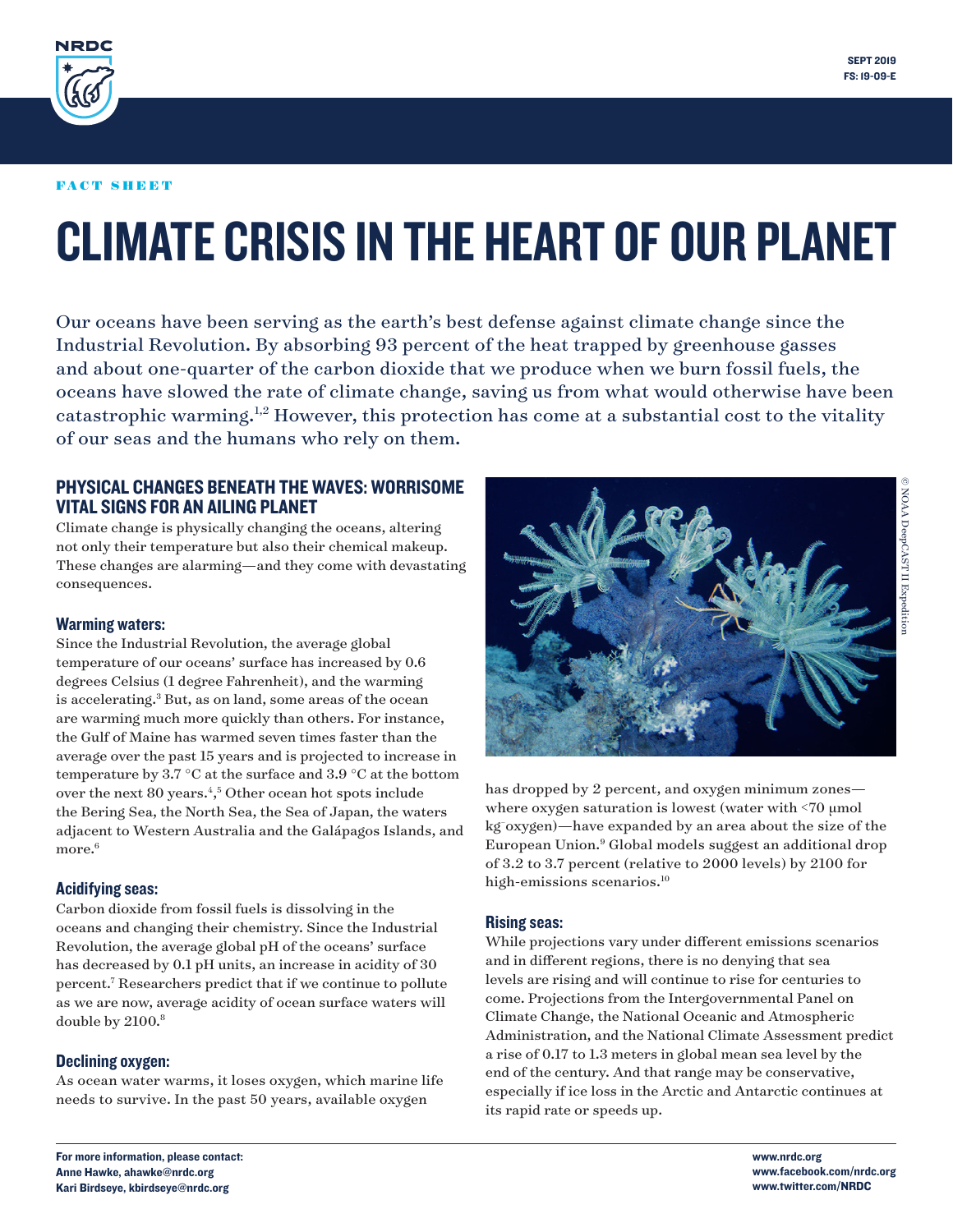FACT SHEET

# CLIMATE CRISIS IN THE HEART OF OUR PLANET

Our oceans have been serving as the earth's best defense against climate change since the Industrial Revolution. By absorbing 93 percent of the heat trapped by greenhouse gasses and about one-quarter of the carbon dioxide that we produce when we burn fossil fuels, the oceans have slowed the rate of climate change, saving us from what would otherwise have been catastrophic warming.[1,2] However, this protection has come at a substantial cost to the vitality of our seas and the humans who rely on them.

## PHYSICAL CHANGES BENEATH THE WAVES: WORRISOME VITAL SIGNS FOR AN AILING PLANET

Climate change is physically changing the oceans, altering not only their temperature but also their chemical makeup. These changes are alarming—and they come with devastating consequences.

### Warming waters:

Since the Industrial Revolution, the average global temperature of our oceans' surface has increased by 0.6 degrees Celsius (1 degree Fahrenheit), and the warming is accelerating.[3] But, as on land, some areas of the ocean are warming much more quickly than others. For instance, the Gulf of Maine has warmed seven times faster than the average over the past 15 years and is projected to increase in temperature by 3.7 °C at the surface and 3.9 °C at the bottom over the next 80 years.[4,5] Other ocean hot spots include the Bering Sea, the North Sea, the Sea of Japan, the waters adjacent to Western Australia and the Galápagos Islands, and more.[6]

### Acidifying seas:

Carbon dioxide from fossil fuels is dissolving in the oceans and changing their chemistry. Since the Industrial Revolution, the average global pH of the oceans' surface has decreased by 0.1 pH units, an increase in acidity of 30 percent.[7] Researchers predict that if we continue to pollute as we are now, average acidity of ocean surface waters will double by 2100.[8]

### Declining oxygen:

As ocean water warms, it loses oxygen, which marine life needs to survive. In the past 50 years, available oxygen has dropped by 2 percent, and oxygen minimum zones—where oxygen saturation is lowest (water with <70 μmol $kg^{-}$ oxygen)—have expanded by an area about the size of the European Union.[9] Global models suggest an additional drop of 3.2 to 3.7 percent (relative to 2000 levels) by 2100 for high-emissions scenarios.[10]

© NOAA DeepCAST II Expedition

### Rising seas:

While projections vary under different emissions scenarios and in different regions, there is no denying that sea levels are rising and will continue to rise for centuries to come. Projections from the Intergovernmental Panel on Climate Change, the National Oceanic and Atmospheric Administration, and the National Climate Assessment predict a rise of 0.17 to 1.3 meters in global mean sea level by the end of the century. And that range may be conservative, especially if ice loss in the Arctic and Antarctic continues at its rapid rate or speeds up.

**For more information, please contact:**
**Anne Hawke, ahawke@nrdc.org**
**Kari Birdseye, kbirdseye@nrdc.org**

**www.nrdc.org**
**www.facebook.com/nrdc.org**
**www.twitter.com/NRDC**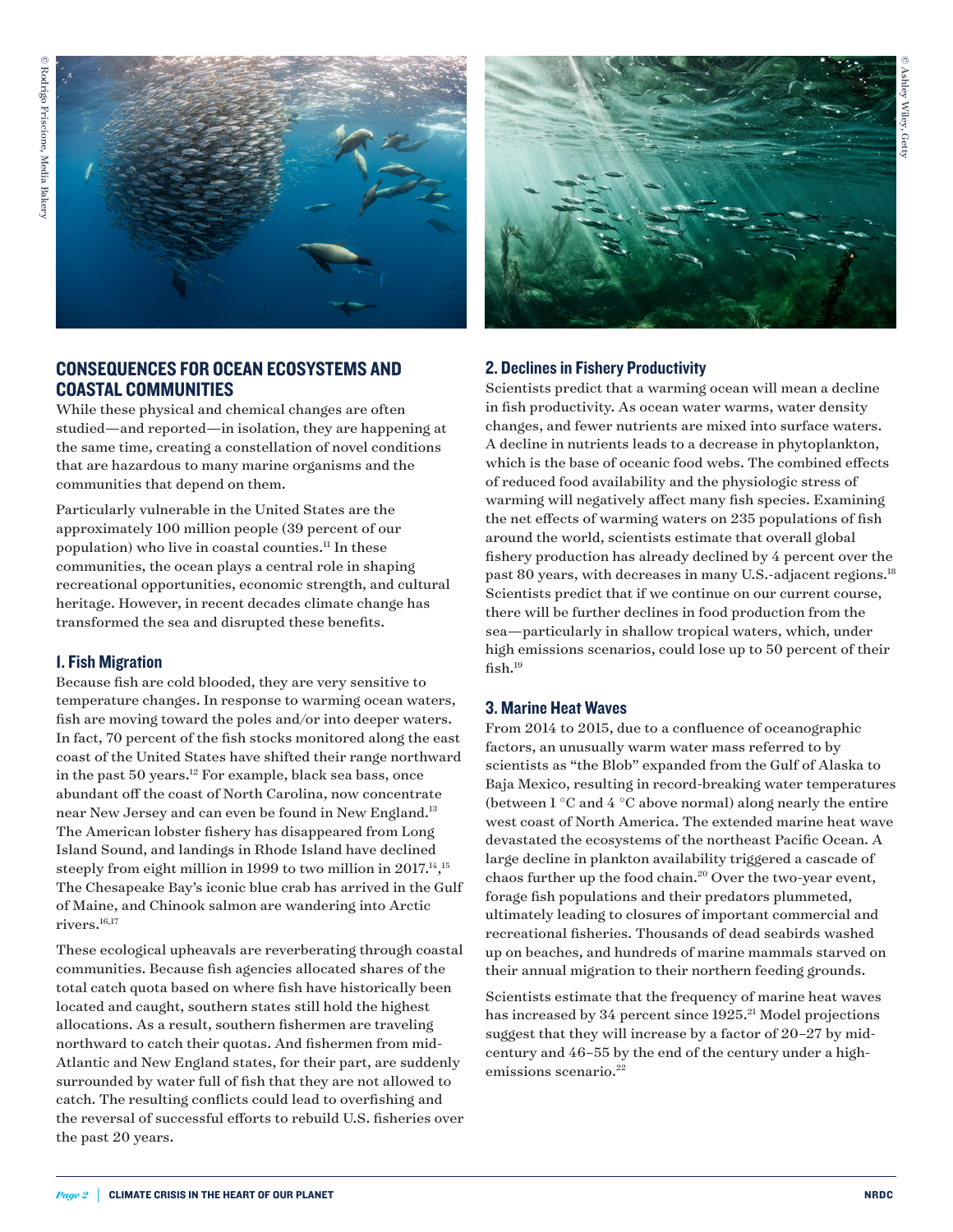## CONSEQUENCES FOR OCEAN ECOSYSTEMS AND COASTAL COMMUNITIES

While these physical and chemical changes are often studied—and reported—in isolation, they are happening at the same time, creating a constellation of novel conditions that are hazardous to many marine organisms and the communities that depend on them.

Particularly vulnerable in the United States are the approximately 100 million people (39 percent of our population) who live in coastal counties.[11] In these communities, the ocean plays a central role in shaping recreational opportunities, economic strength, and cultural heritage. However, in recent decades climate change has transformed the sea and disrupted these benefits.

### 1. Fish Migration

Because fish are cold blooded, they are very sensitive to temperature changes. In response to warming ocean waters, fish are moving toward the poles and/or into deeper waters. In fact, 70 percent of the fish stocks monitored along the east coast of the United States have shifted their range northward in the past 50 years.[12] For example, black sea bass, once abundant off the coast of North Carolina, now concentrate near New Jersey and can even be found in New England.[13] The American lobster fishery has disappeared from Long Island Sound, and landings in Rhode Island have declined steeply from eight million in 1999 to two million in 2017.[14,15] The Chesapeake Bay's iconic blue crab has arrived in the Gulf of Maine, and Chinook salmon are wandering into Arctic rivers.[16,17]

These ecological upheavals are reverberating through coastal communities. Because fish agencies allocated shares of the total catch quota based on where fish have historically been located and caught, southern states still hold the highest allocations. As a result, southern fishermen are traveling northward to catch their quotas. And fishermen from mid-Atlantic and New England states, for their part, are suddenly surrounded by water full of fish that they are not allowed to catch. The resulting conflicts could lead to overfishing and the reversal of successful efforts to rebuild U.S. fisheries over the past 20 years.

### 2. Declines in Fishery Productivity

Scientists predict that a warming ocean will mean a decline in fish productivity. As ocean water warms, water density changes, and fewer nutrients are mixed into surface waters. A decline in nutrients leads to a decrease in phytoplankton, which is the base of oceanic food webs. The combined effects of reduced food availability and the physiologic stress of warming will negatively affect many fish species. Examining the net effects of warming waters on 235 populations of fish around the world, scientists estimate that overall global fishery production has already declined by 4 percent over the past 80 years, with decreases in many U.S.-adjacent regions.[18] Scientists predict that if we continue on our current course, there will be further declines in food production from the sea—particularly in shallow tropical waters, which, under high emissions scenarios, could lose up to 50 percent of their fish.[19]

### 3. Marine Heat Waves

From 2014 to 2015, due to a confluence of oceanographic factors, an unusually warm water mass referred to by scientists as "the Blob" expanded from the Gulf of Alaska to Baja Mexico, resulting in record-breaking water temperatures (between 1 °C and 4 °C above normal) along nearly the entire west coast of North America. The extended marine heat wave devastated the ecosystems of the northeast Pacific Ocean. A large decline in plankton availability triggered a cascade of chaos further up the food chain.[20] Over the two-year event, forage fish populations and their predators plummeted, ultimately leading to closures of important commercial and recreational fisheries. Thousands of dead seabirds washed up on beaches, and hundreds of marine mammals starved on their annual migration to their northern feeding grounds.

Scientists estimate that the frequency of marine heat waves has increased by 34 percent since 1925.[21] Model projections suggest that they will increase by a factor of 20–27 by mid-century and 46–55 by the end of the century under a high-emissions scenario.[22]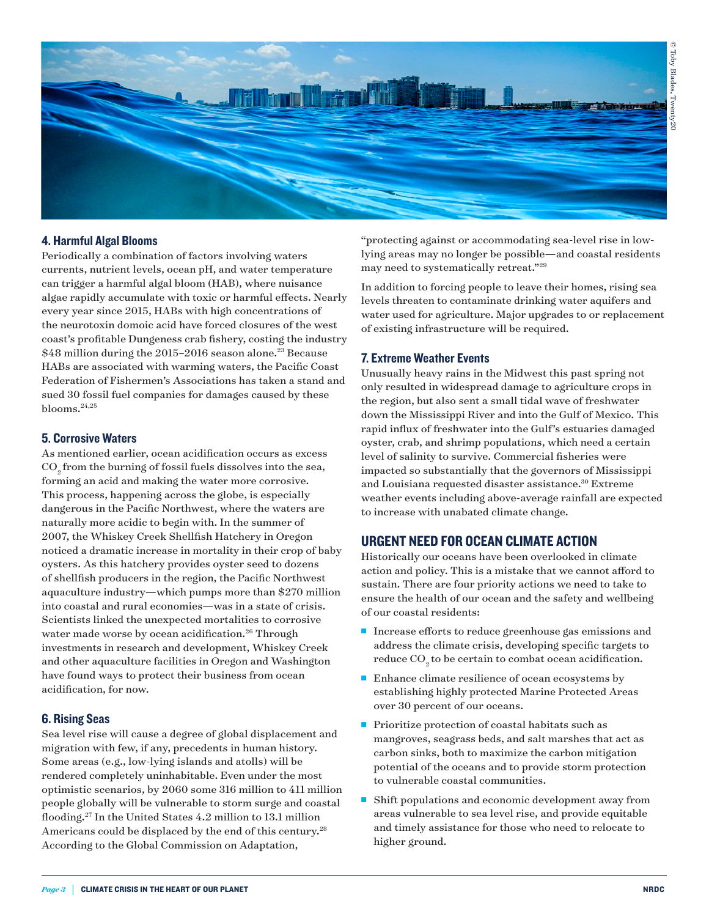### 4. Harmful Algal Blooms

Periodically a combination of factors involving waters currents, nutrient levels, ocean pH, and water temperature can trigger a harmful algal bloom (HAB), where nuisance algae rapidly accumulate with toxic or harmful effects. Nearly every year since 2015, HABs with high concentrations of the neurotoxin domoic acid have forced closures of the west coast's profitable Dungeness crab fishery, costing the industry $48 million during the 2015–2016 season alone.[23] Because HABs are associated with warming waters, the Pacific Coast Federation of Fishermen's Associations has taken a stand and sued 30 fossil fuel companies for damages caused by these blooms.[24,25]

### 5. Corrosive Waters

As mentioned earlier, ocean acidification occurs as excess $CO_2$ from the burning of fossil fuels dissolves into the sea, forming an acid and making the water more corrosive. This process, happening across the globe, is especially dangerous in the Pacific Northwest, where the waters are naturally more acidic to begin with. In the summer of 2007, the Whiskey Creek Shellfish Hatchery in Oregon noticed a dramatic increase in mortality in their crop of baby oysters. As this hatchery provides oyster seed to dozens of shellfish producers in the region, the Pacific Northwest aquaculture industry—which pumps more than $270 million into coastal and rural economies—was in a state of crisis. Scientists linked the unexpected mortalities to corrosive water made worse by ocean acidification.[26] Through investments in research and development, Whiskey Creek and other aquaculture facilities in Oregon and Washington have found ways to protect their business from ocean acidification, for now.

### 6. Rising Seas

Sea level rise will cause a degree of global displacement and migration with few, if any, precedents in human history. Some areas (e.g., low-lying islands and atolls) will be rendered completely uninhabitable. Even under the most optimistic scenarios, by 2060 some 316 million to 411 million people globally will be vulnerable to storm surge and coastal flooding.[27] In the United States 4.2 million to 13.1 million Americans could be displaced by the end of this century.[28] According to the Global Commission on Adaptation, "protecting against or accommodating sea-level rise in low-lying areas may no longer be possible—and coastal residents may need to systematically retreat."[29]

In addition to forcing people to leave their homes, rising sea levels threaten to contaminate drinking water aquifers and water used for agriculture. Major upgrades to or replacement of existing infrastructure will be required.

### 7. Extreme Weather Events

Unusually heavy rains in the Midwest this past spring not only resulted in widespread damage to agriculture crops in the region, but also sent a small tidal wave of freshwater down the Mississippi River and into the Gulf of Mexico. This rapid influx of freshwater into the Gulf's estuaries damaged oyster, crab, and shrimp populations, which need a certain level of salinity to survive. Commercial fisheries were impacted so substantially that the governors of Mississippi and Louisiana requested disaster assistance.[30] Extreme weather events including above-average rainfall are expected to increase with unabated climate change.

## URGENT NEED FOR OCEAN CLIMATE ACTION

Historically our oceans have been overlooked in climate action and policy. This is a mistake that we cannot afford to sustain. There are four priority actions we need to take to ensure the health of our ocean and the safety and wellbeing of our coastal residents:

- Increase efforts to reduce greenhouse gas emissions and address the climate crisis, developing specific targets to reduce $CO_2$ to be certain to combat ocean acidification.
- Enhance climate resilience of ocean ecosystems by establishing highly protected Marine Protected Areas over 30 percent of our oceans.
- Prioritize protection of coastal habitats such as mangroves, seagrass beds, and salt marshes that act as carbon sinks, both to maximize the carbon mitigation potential of the oceans and to provide storm protection to vulnerable coastal communities.
- Shift populations and economic development away from areas vulnerable to sea level rise, and provide equitable and timely assistance for those who need to relocate to higher ground.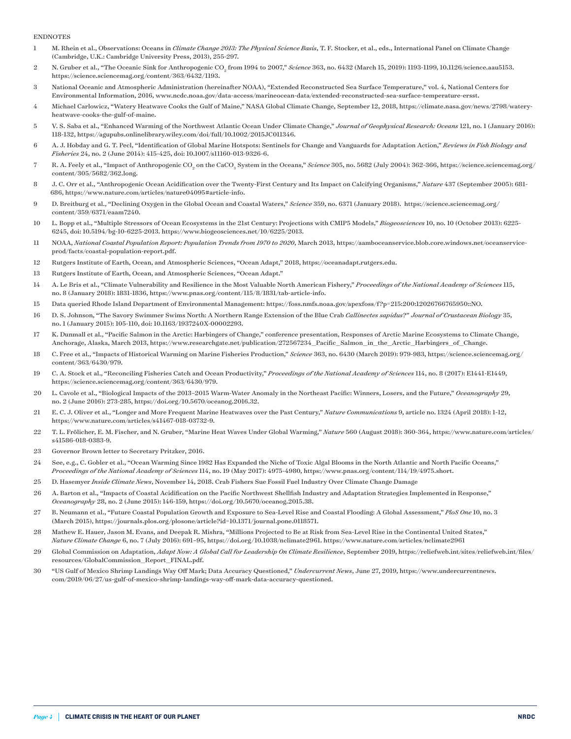ENDNOTES

1. M. Rhein et al., Observations: Oceans in *Climate Change 2013: The Physical Science Basis*, T. F. Stocker, et al., eds., International Panel on Climate Change (Cambridge, U.K.: Cambridge University Press, 2013), 255-297.
2. N. Gruber et al., "The Oceanic Sink for Anthropogenic $CO_2$ from 1994 to 2007," *Science* 363, no. 6432 (March 15, 2019): 1193-1199, 10.1126/science.aau5153. https://science.sciencemag.org/content/363/6432/1193.
3. National Oceanic and Atmospheric Administration (hereinafter NOAA), "Extended Reconstructed Sea Surface Temperature," vol. 4, National Centers for Environmental Information, 2016, www.ncdc.noaa.gov/data-access/marineocean-data/extended-reconstructed-sea-surface-temperature-ersst.
4. Michael Carlowicz, "Watery Heatwave Cooks the Gulf of Maine," NASA Global Climate Change, September 12, 2018, https://climate.nasa.gov/news/2798/watery-heatwave-cooks-the-gulf-of-maine.
5. V. S. Saba et al., "Enhanced Warming of the Northwest Atlantic Ocean Under Climate Change," *Journal of Geophysical Research: Oceans* 121, no. 1 (January 2016): 118-132, https://agupubs.onlinelibrary.wiley.com/doi/full/10.1002/2015JC011346.
6. A. J. Hobday and G. T. Pecl, "Identification of Global Marine Hotspots: Sentinels for Change and Vanguards for Adaptation Action," *Reviews in Fish Biology and Fisheries* 24, no. 2 (June 2014): 415-425, doi: 10.1007/s11160-013-9326-6.
7. R. A. Feely et al., "Impact of Anthropogenic $CO_2$ on the $CaCO_3$ System in the Oceans," *Science* 305, no. 5682 (July 2004): 362-366, https://science.sciencemag.org/content/305/5682/362.long.
8. J. C. Orr et al., "Anthropogenic Ocean Acidification over the Twenty-First Century and Its Impact on Calcifying Organisms," *Nature* 437 (September 2005): 681-686, https://www.nature.com/articles/nature04095#article-info.
9. D. Breitburg et al., "Declining Oxygen in the Global Ocean and Coastal Waters," *Science* 359, no. 6371 (January 2018). https://science.sciencemag.org/content/359/6371/eaam7240.
10. L. Bopp et al., "Multiple Stressors of Ocean Ecosystems in the 21st Century: Projections with CMIP5 Models," *Biogeosciences* 10, no. 10 (October 2013): 6225-6245, doi: 10.5194/bg-10-6225-2013. https://www.biogeosciences.net/10/6225/2013.
11. NOAA, *National Coastal Population Report: Population Trends from 1970 to 2020*, March 2013, https://aamboceanservice.blob.core.windows.net/oceanservice-prod/facts/coastal-population-report.pdf.
12. Rutgers Institute of Earth, Ocean, and Atmospheric Sciences, "Ocean Adapt," 2018, https://oceanadapt.rutgers.edu.
13. Rutgers Institute of Earth, Ocean, and Atmospheric Sciences, "Ocean Adapt."
14. A. Le Bris et al., "Climate Vulnerability and Resilience in the Most Valuable North American Fishery," *Proceedings of the National Academy of Sciences* 115, no. 8 (January 2018): 1831-1836, https://www.pnas.org/content/115/8/1831/tab-article-info.
15. Data queried Rhode Island Department of Environmental Management: https://foss.nmfs.noaa.gov/apexfoss/f?p=215:200:12026766765950::NO.
16. D. S. Johnson, "The Savory Swimmer Swims North: A Northern Range Extension of the Blue Crab *Callinectes sapidus*?" *Journal of Crustacean Biology* 35, no. 1 (January 2015): 105-110, doi: 10.1163/1937240X-00002293.
17. K. Dunmall et al., "Pacific Salmon in the Arctic: Harbingers of Change," conference presentation, Responses of Arctic Marine Ecosystems to Climate Change, Anchorage, Alaska, March 2013, https://www.researchgate.net/publication/272567234_Pacific_Salmon_in_the_Arctic_Harbingers_of_Change.
18. C. Free et al., "Impacts of Historical Warming on Marine Fisheries Production," *Science* 363, no. 6430 (March 2019): 979-983, https://science.sciencemag.org/content/363/6430/979.
19. C. A. Stock et al., "Reconciling Fisheries Catch and Ocean Productivity," *Proceedings of the National Academy of Sciences* 114, no. 8 (2017): E1441-E1449, https://science.sciencemag.org/content/363/6430/979.
20. L. Cavole et al., "Biological Impacts of the 2013–2015 Warm-Water Anomaly in the Northeast Pacific: Winners, Losers, and the Future," *Oceanography* 29, no. 2 (June 2016): 273-285, https://doi.org/10.5670/oceanog.2016.32.
21. E. C. J. Oliver et al., "Longer and More Frequent Marine Heatwaves over the Past Century," *Nature Communications* 9, article no. 1324 (April 2018): 1-12, https://www.nature.com/articles/s41467-018-03732-9.
22. T. L. Frölicher, E. M. Fischer, and N. Gruber, "Marine Heat Waves Under Global Warming," *Nature* 560 (August 2018): 360-364, https://www.nature.com/articles/s41586-018-0383-9.
23. Governor Brown letter to Secretary Pritzker, 2016.
24. See, e.g., C. Gobler et al., "Ocean Warming Since 1982 Has Expanded the Niche of Toxic Algal Blooms in the North Atlantic and North Pacific Oceans," *Proceedings of the National Academy of Sciences* 114, no. 19 (May 2017): 4975-4980, https://www.pnas.org/content/114/19/4975.short.
25. D. Hasemyer *Inside Climate News*, November 14, 2018. Crab Fishers Sue Fossil Fuel Industry Over Climate Change Damage
26. A. Barton et al., "Impacts of Coastal Acidification on the Pacific Northwest Shellfish Industry and Adaptation Strategies Implemented in Response," *Oceanography* 28, no. 2 (June 2015): 146-159, https://doi.org/10.5670/oceanog.2015.38.
27. B. Neumann et al., "Future Coastal Population Growth and Exposure to Sea-Level Rise and Coastal Flooding: A Global Assessment," *PloS One* 10, no. 3 (March 2015), https://journals.plos.org/plosone/article?id=10.1371/journal.pone.0118571.
28. Mathew E. Hauer, Jason M. Evans, and Deepak R. Mishra, "Millions Projected to Be at Risk from Sea-Level Rise in the Continental United States," *Nature Climate Change* 6, no. 7 (July 2016): 691–95, https://doi.org/10.1038/nclimate2961. https://www.nature.com/articles/nclimate2961
29. Global Commission on Adaptation, *Adapt Now: A Global Call for Leadership On Climate Resilience*, September 2019, https://reliefweb.int/sites/reliefweb.int/files/resources/GlobalCommission_Report_FINAL.pdf.
30. "US Gulf of Mexico Shrimp Landings Way Off Mark; Data Accuracy Questioned," *Undercurrent News*, June 27, 2019, https://www.undercurrentnews.com/2019/06/27/us-gulf-of-mexico-shrimp-landings-way-off-mark-data-accuracy-questioned.